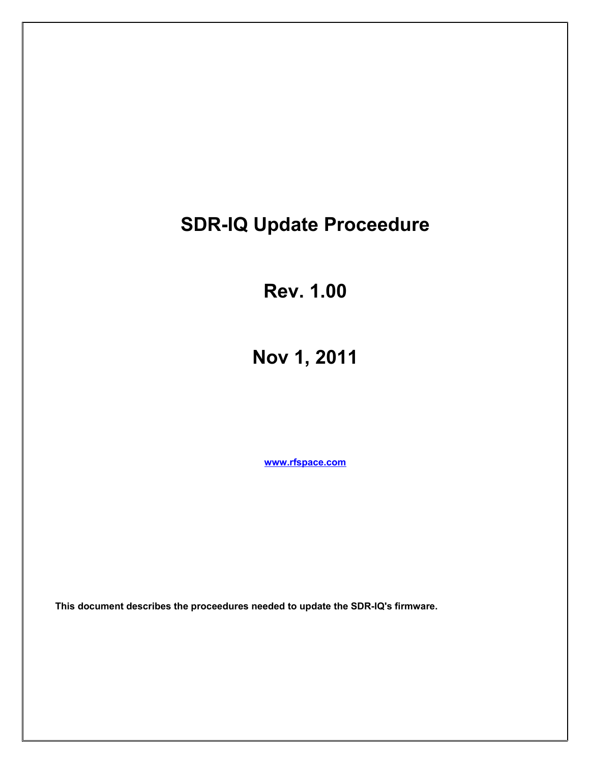# SDR-IQ Update Proceedure

## Rev. 1.00

## Nov 1, 2011

[www.rfspace.com](http://www.rfspace.com)

**This document describes the proceedures needed to update the SDR-IQ's firmware.**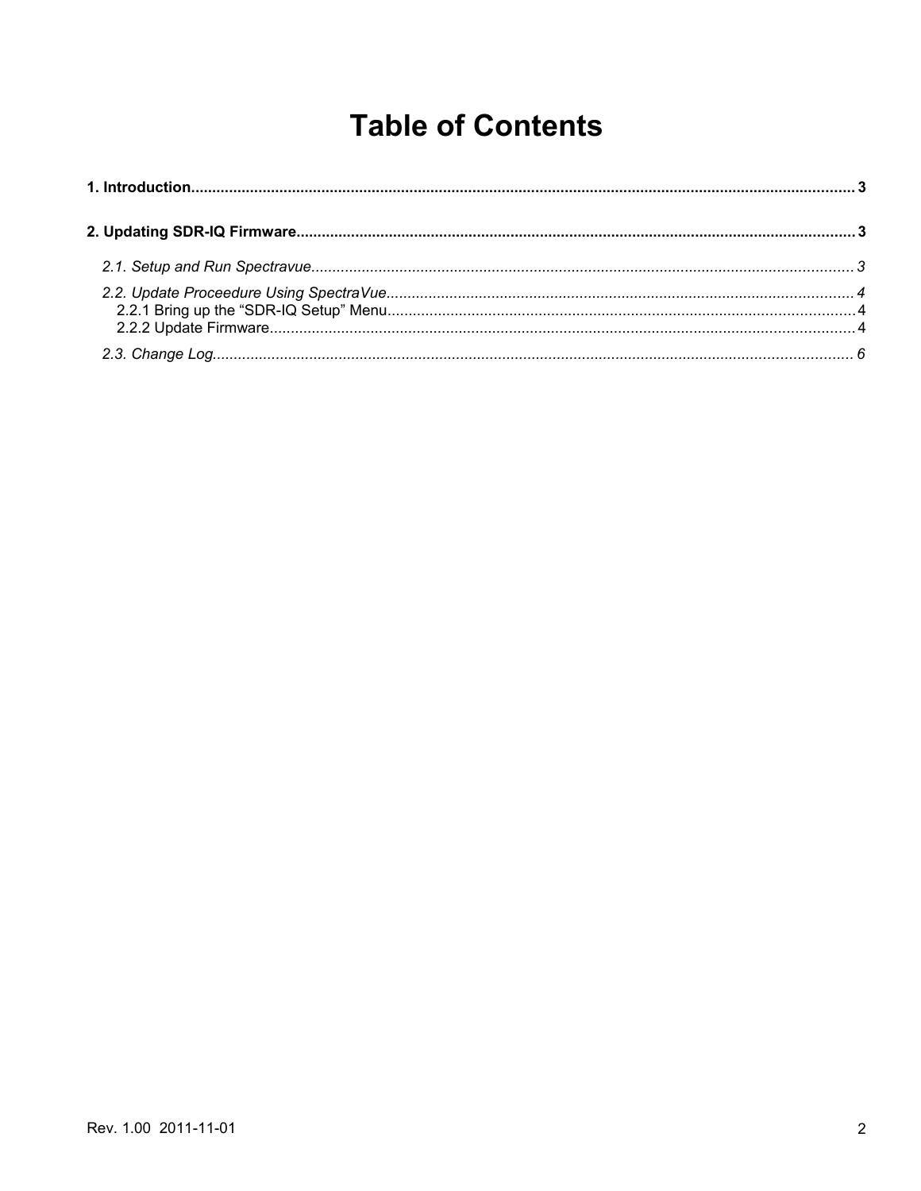# Table of Contents

**1. Introduction.......................................................................................................................................... 3**

**2. Updating SDR-IQ Firmware.................................................................................................................. 3**

*2.1. Setup and Run Spectravue.............................................................................................................. 3*

*2.2. Update Proceedure Using SpectraVue............................................................................................. 4*

2.2.1 Bring up the “SDR-IQ Setup” Menu............................................................................................. 4

2.2.2 Update Firmware......................................................................................................................... 4

*2.3. Change Log..................................................................................................................................... 6*

Rev. 1.00 2011-11-01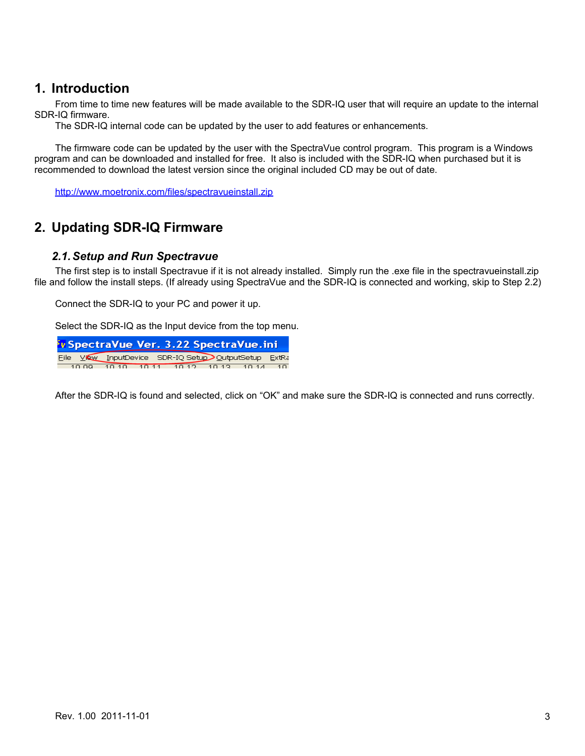# 1. Introduction

From time to time new features will be made available to the SDR-IQ user that will require an update to the internal SDR-IQ firmware.

The SDR-IQ internal code can be updated by the user to add features or enhancements.

The firmware code can be updated by the user with the SpectraVue control program. This program is a Windows program and can be downloaded and installed for free. It also is included with the SDR-IQ when purchased but it is recommended to download the latest version since the original included CD may be out of date.

http://www.moetronix.com/files/spectravueinstall.zip

# 2. Updating SDR-IQ Firmware

## 2.1. Setup and Run Spectravue

The first step is to install Spectravue if it is not already installed. Simply run the .exe file in the spectravueinstall.zip file and follow the install steps. (If already using SpectraVue and the SDR-IQ is connected and working, skip to Step 2.2)

Connect the SDR-IQ to your PC and power it up.

Select the SDR-IQ as the Input device from the top menu.

After the SDR-IQ is found and selected, click on "OK" and make sure the SDR-IQ is connected and runs correctly.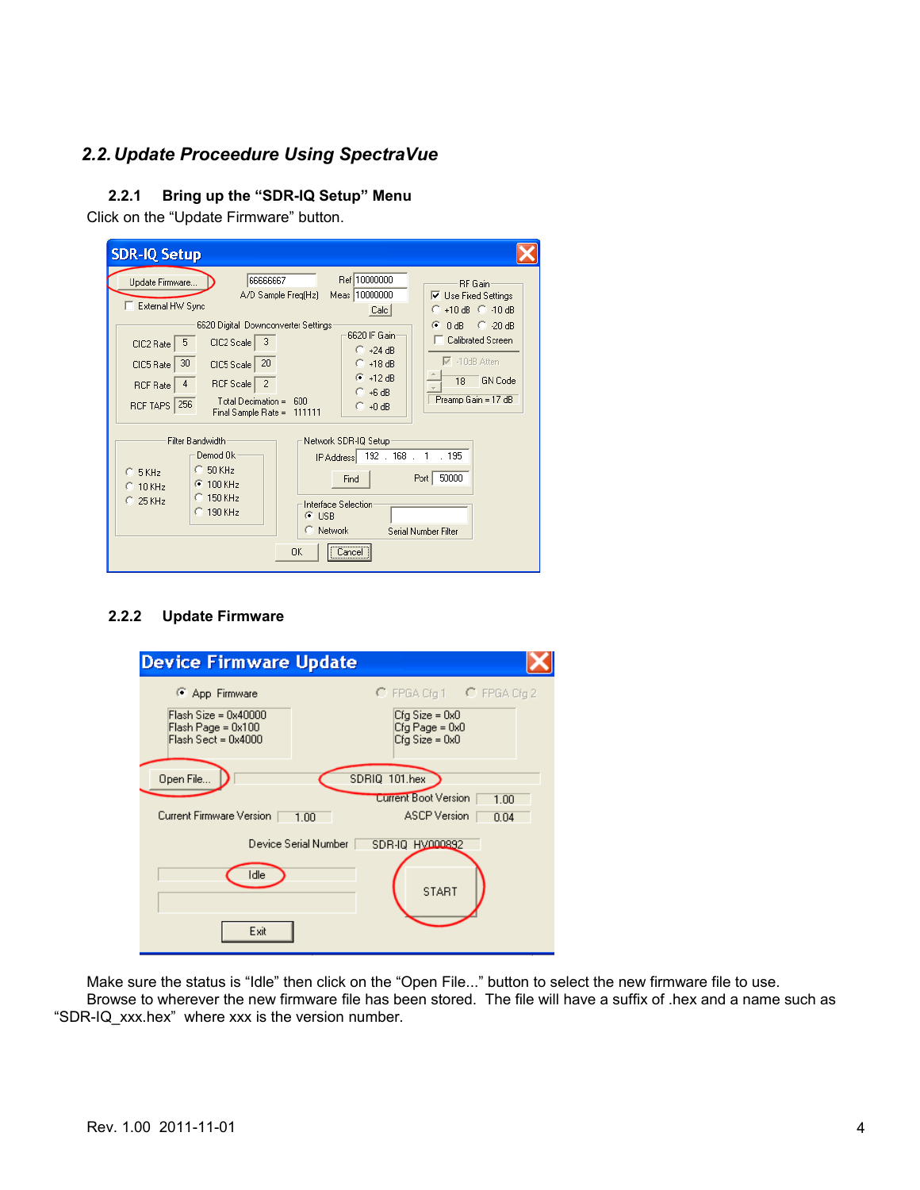## 2.2. Update Proceedure Using SpectraVue

### 2.2.1 Bring up the "SDR-IQ Setup" Menu

Click on the "Update Firmware" button.

### 2.2.2 Update Firmware

Make sure the status is "Idle" then click on the "Open File..." button to select the new firmware file to use.

Browse to wherever the new firmware file has been stored. The file will have a suffix of .hex and a name such as "SDR-IQ_xxx.hex" where xxx is the version number.

Rev. 1.00 2011-11-01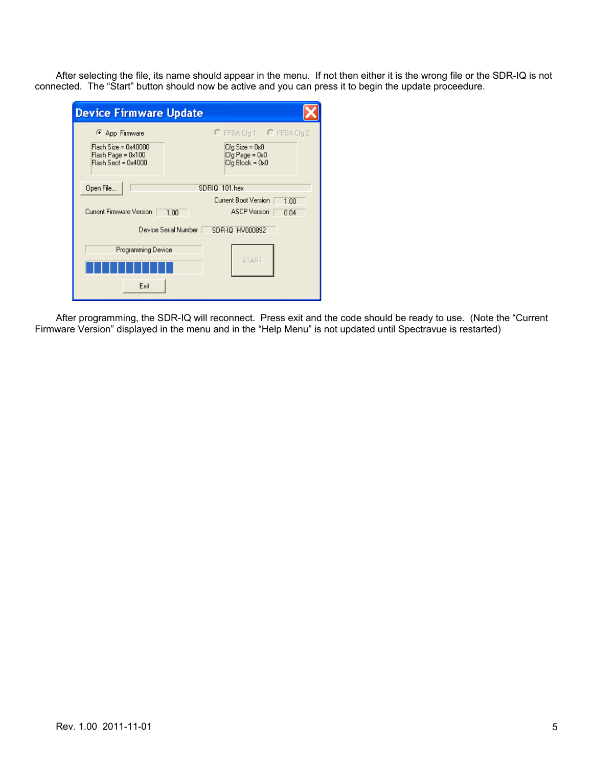After selecting the file, its name should appear in the menu. If not then either it is the wrong file or the SDR-IQ is not connected. The “Start” button should now be active and you can press it to begin the update proceedure.

After programming, the SDR-IQ will reconnect. Press exit and the code should be ready to use. (Note the “Current Firmware Version” displayed in the menu and in the “Help Menu” is not updated until Spectravue is restarted)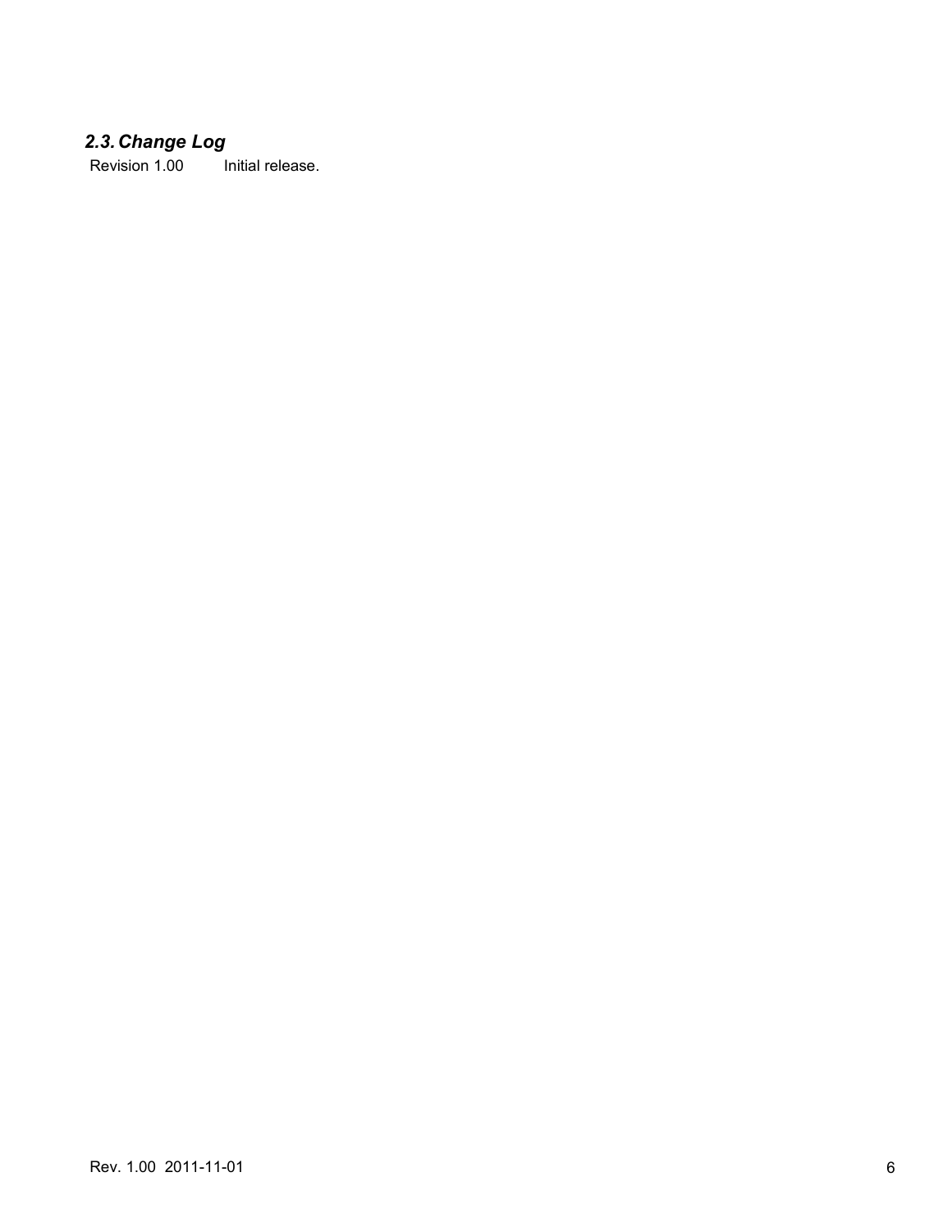### *2.3. Change Log*

Revision 1.00    Initial release.